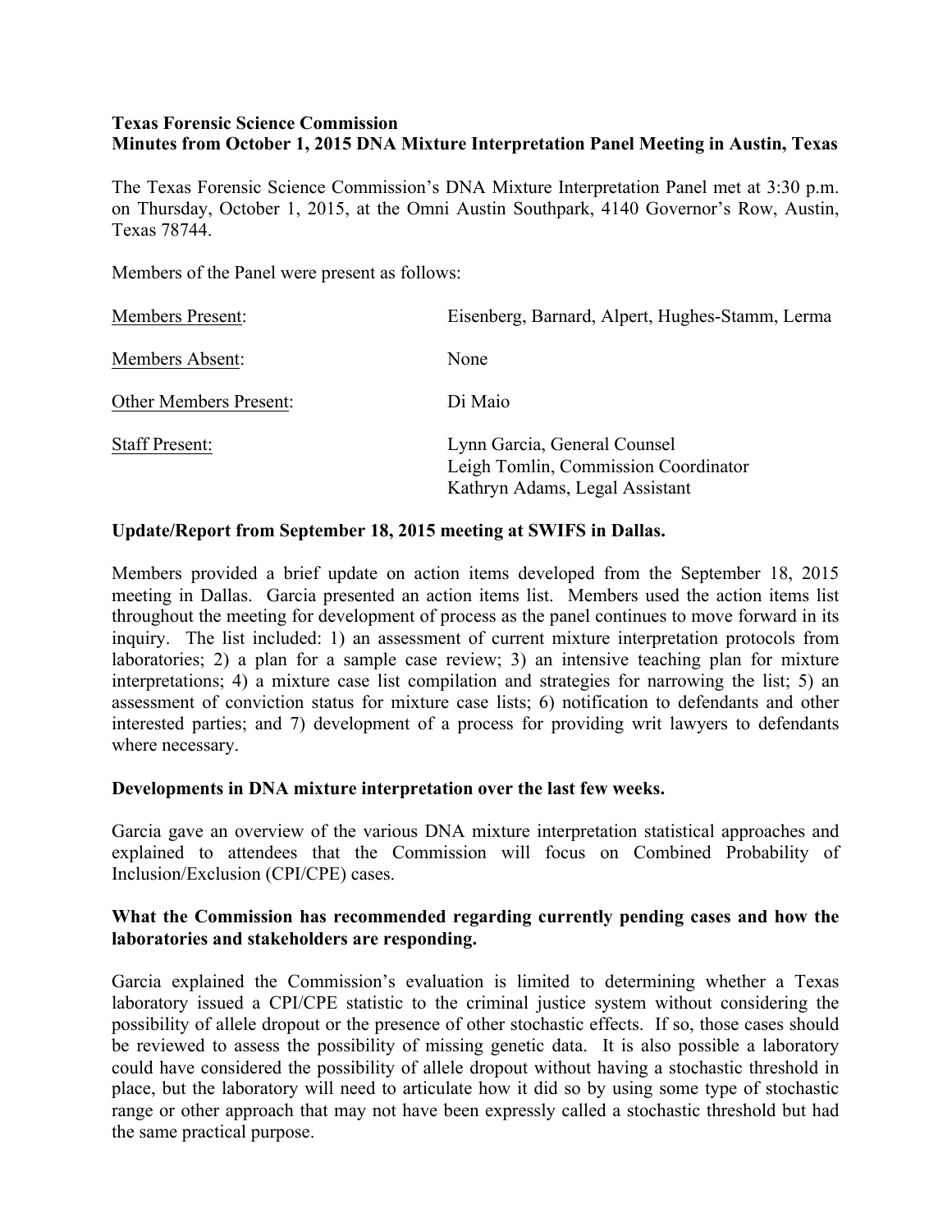**Texas Forensic Science Commission**
**Minutes from October 1, 2015 DNA Mixture Interpretation Panel Meeting in Austin, Texas**

The Texas Forensic Science Commission's DNA Mixture Interpretation Panel met at 3:30 p.m. on Thursday, October 1, 2015, at the Omni Austin Southpark, 4140 Governor's Row, Austin, Texas 78744.

Members of the Panel were present as follows:

| | |
|---|---|
| Members Present: | Eisenberg, Barnard, Alpert, Hughes-Stamm, Lerma |
| Members Absent: | None |
| Other Members Present: | Di Maio |
| Staff Present: | Lynn Garcia, General Counsel<br>Leigh Tomlin, Commission Coordinator<br>Kathryn Adams, Legal Assistant |

**Update/Report from September 18, 2015 meeting at SWIFS in Dallas.**

Members provided a brief update on action items developed from the September 18, 2015 meeting in Dallas. Garcia presented an action items list. Members used the action items list throughout the meeting for development of process as the panel continues to move forward in its inquiry. The list included: 1) an assessment of current mixture interpretation protocols from laboratories; 2) a plan for a sample case review; 3) an intensive teaching plan for mixture interpretations; 4) a mixture case list compilation and strategies for narrowing the list; 5) an assessment of conviction status for mixture case lists; 6) notification to defendants and other interested parties; and 7) development of a process for providing writ lawyers to defendants where necessary.

**Developments in DNA mixture interpretation over the last few weeks.**

Garcia gave an overview of the various DNA mixture interpretation statistical approaches and explained to attendees that the Commission will focus on Combined Probability of Inclusion/Exclusion (CPI/CPE) cases.

**What the Commission has recommended regarding currently pending cases and how the laboratories and stakeholders are responding.**

Garcia explained the Commission's evaluation is limited to determining whether a Texas laboratory issued a CPI/CPE statistic to the criminal justice system without considering the possibility of allele dropout or the presence of other stochastic effects. If so, those cases should be reviewed to assess the possibility of missing genetic data. It is also possible a laboratory could have considered the possibility of allele dropout without having a stochastic threshold in place, but the laboratory will need to articulate how it did so by using some type of stochastic range or other approach that may not have been expressly called a stochastic threshold but had the same practical purpose.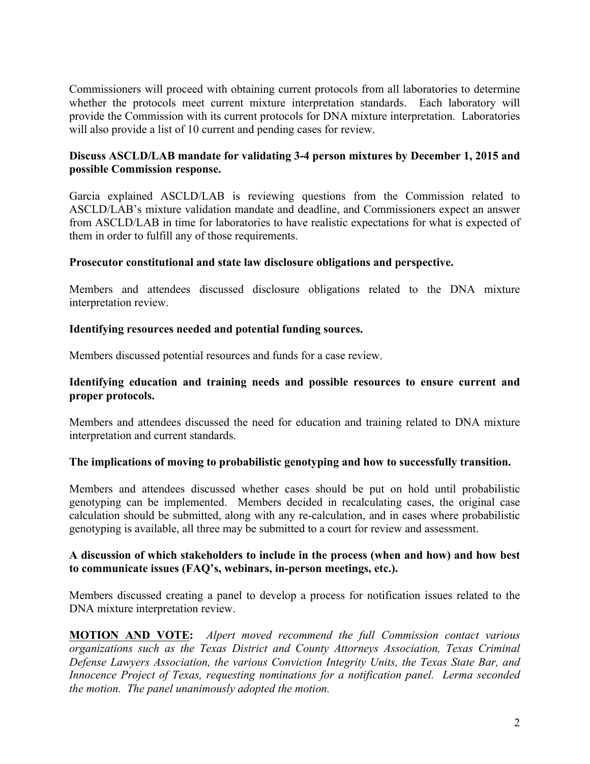Commissioners will proceed with obtaining current protocols from all laboratories to determine whether the protocols meet current mixture interpretation standards. Each laboratory will provide the Commission with its current protocols for DNA mixture interpretation. Laboratories will also provide a list of 10 current and pending cases for review.

**Discuss ASCLD/LAB mandate for validating 3-4 person mixtures by December 1, 2015 and possible Commission response.**

Garcia explained ASCLD/LAB is reviewing questions from the Commission related to ASCLD/LAB's mixture validation mandate and deadline, and Commissioners expect an answer from ASCLD/LAB in time for laboratories to have realistic expectations for what is expected of them in order to fulfill any of those requirements.

**Prosecutor constitutional and state law disclosure obligations and perspective.**

Members and attendees discussed disclosure obligations related to the DNA mixture interpretation review.

**Identifying resources needed and potential funding sources.**

Members discussed potential resources and funds for a case review.

**Identifying education and training needs and possible resources to ensure current and proper protocols.**

Members and attendees discussed the need for education and training related to DNA mixture interpretation and current standards.

**The implications of moving to probabilistic genotyping and how to successfully transition.**

Members and attendees discussed whether cases should be put on hold until probabilistic genotyping can be implemented. Members decided in recalculating cases, the original case calculation should be submitted, along with any re-calculation, and in cases where probabilistic genotyping is available, all three may be submitted to a court for review and assessment.

**A discussion of which stakeholders to include in the process (when and how) and how best to communicate issues (FAQ's, webinars, in-person meetings, etc.).**

Members discussed creating a panel to develop a process for notification issues related to the DNA mixture interpretation review.

**MOTION AND VOTE:** *Alpert moved recommend the full Commission contact various organizations such as the Texas District and County Attorneys Association, Texas Criminal Defense Lawyers Association, the various Conviction Integrity Units, the Texas State Bar, and Innocence Project of Texas, requesting nominations for a notification panel. Lerma seconded the motion. The panel unanimously adopted the motion.*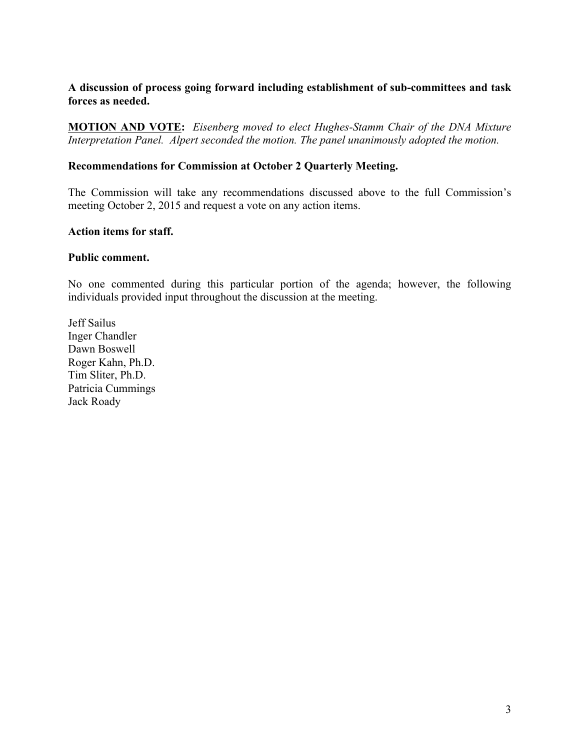**A discussion of process going forward including establishment of sub-committees and task forces as needed.**

**<u>MOTION AND VOTE</u>:** *Eisenberg moved to elect Hughes-Stamm Chair of the DNA Mixture Interpretation Panel. Alpert seconded the motion. The panel unanimously adopted the motion.*

**Recommendations for Commission at October 2 Quarterly Meeting.**

The Commission will take any recommendations discussed above to the full Commission's meeting October 2, 2015 and request a vote on any action items.

**Action items for staff.**

**Public comment.**

No one commented during this particular portion of the agenda; however, the following individuals provided input throughout the discussion at the meeting.

Jeff Sailus
Inger Chandler
Dawn Boswell
Roger Kahn, Ph.D.
Tim Sliter, Ph.D.
Patricia Cummings
Jack Roady